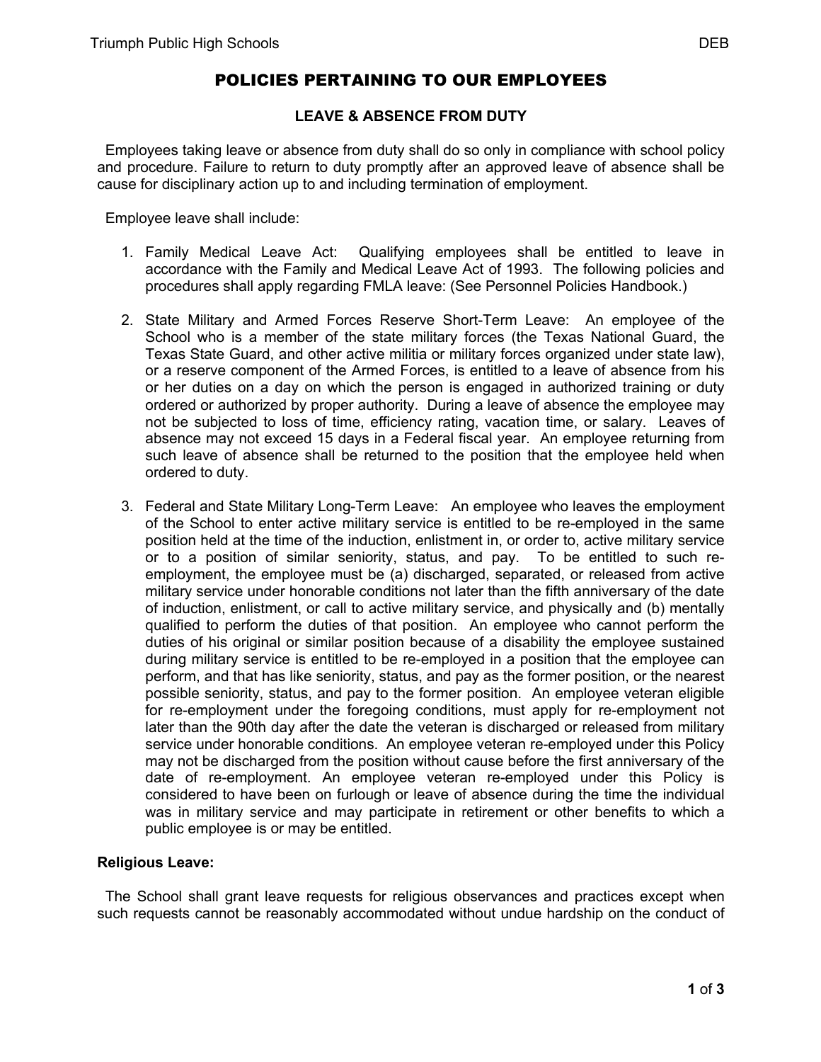# POLICIES PERTAINING TO OUR EMPLOYEES

## LEAVE & ABSENCE FROM DUTY

Employees taking leave or absence from duty shall do so only in compliance with school policy and procedure. Failure to return to duty promptly after an approved leave of absence shall be cause for disciplinary action up to and including termination of employment.

Employee leave shall include:

1. Family Medical Leave Act: Qualifying employees shall be entitled to leave in accordance with the Family and Medical Leave Act of 1993. The following policies and procedures shall apply regarding FMLA leave: (See Personnel Policies Handbook.)

2. State Military and Armed Forces Reserve Short-Term Leave: An employee of the School who is a member of the state military forces (the Texas National Guard, the Texas State Guard, and other active militia or military forces organized under state law), or a reserve component of the Armed Forces, is entitled to a leave of absence from his or her duties on a day on which the person is engaged in authorized training or duty ordered or authorized by proper authority. During a leave of absence the employee may not be subjected to loss of time, efficiency rating, vacation time, or salary. Leaves of absence may not exceed 15 days in a Federal fiscal year. An employee returning from such leave of absence shall be returned to the position that the employee held when ordered to duty.

3. Federal and State Military Long-Term Leave: An employee who leaves the employment of the School to enter active military service is entitled to be re-employed in the same position held at the time of the induction, enlistment in, or order to, active military service or to a position of similar seniority, status, and pay. To be entitled to such re-employment, the employee must be (a) discharged, separated, or released from active military service under honorable conditions not later than the fifth anniversary of the date of induction, enlistment, or call to active military service, and physically and (b) mentally qualified to perform the duties of that position. An employee who cannot perform the duties of his original or similar position because of a disability the employee sustained during military service is entitled to be re-employed in a position that the employee can perform, and that has like seniority, status, and pay as the former position, or the nearest possible seniority, status, and pay to the former position. An employee veteran eligible for re-employment under the foregoing conditions, must apply for re-employment not later than the 90th day after the date the veteran is discharged or released from military service under honorable conditions. An employee veteran re-employed under this Policy may not be discharged from the position without cause before the first anniversary of the date of re-employment. An employee veteran re-employed under this Policy is considered to have been on furlough or leave of absence during the time the individual was in military service and may participate in retirement or other benefits to which a public employee is or may be entitled.

**Religious Leave:**

The School shall grant leave requests for religious observances and practices except when such requests cannot be reasonably accommodated without undue hardship on the conduct of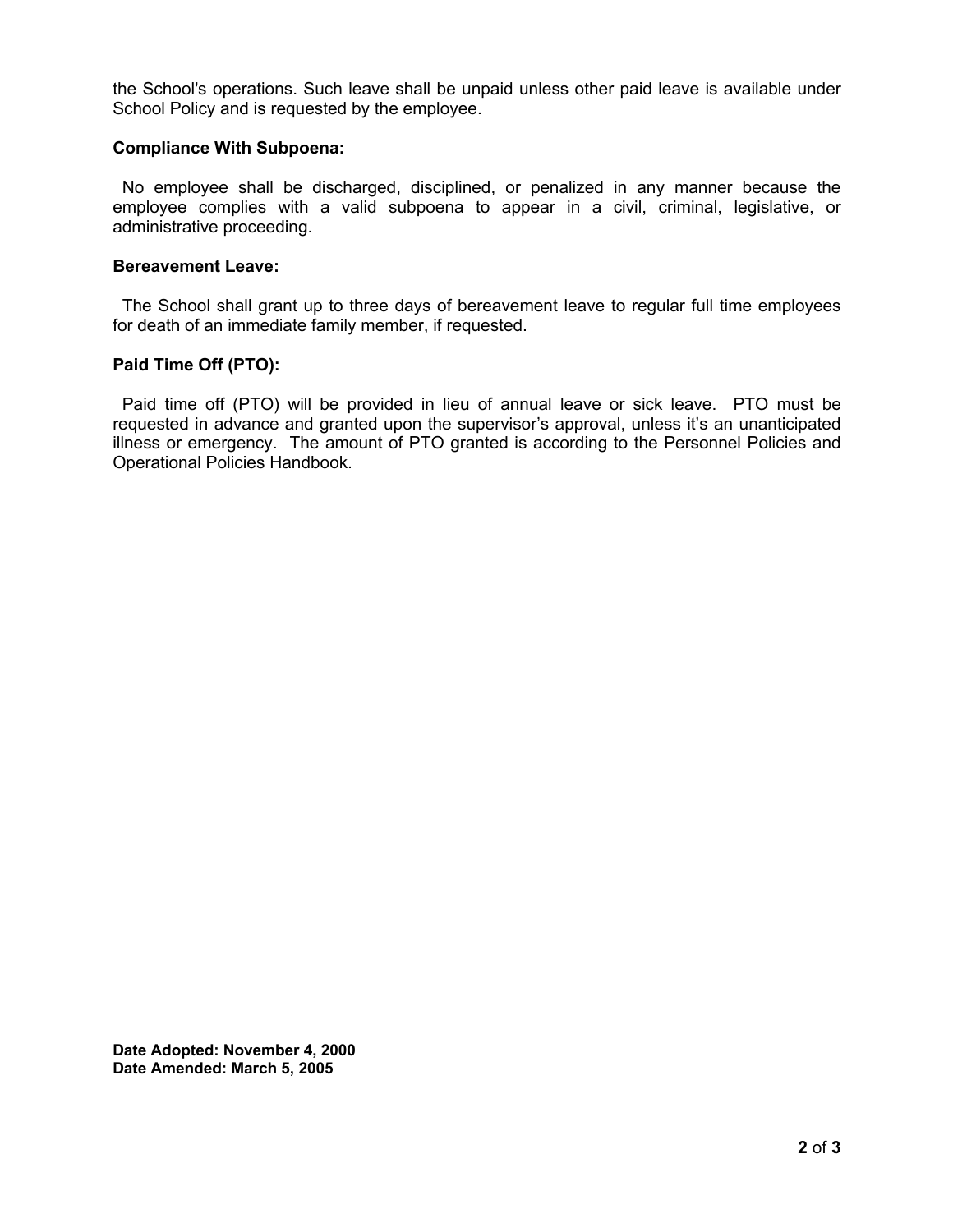the School's operations. Such leave shall be unpaid unless other paid leave is available under School Policy and is requested by the employee.

**Compliance With Subpoena:**

No employee shall be discharged, disciplined, or penalized in any manner because the employee complies with a valid subpoena to appear in a civil, criminal, legislative, or administrative proceeding.

**Bereavement Leave:**

The School shall grant up to three days of bereavement leave to regular full time employees for death of an immediate family member, if requested.

**Paid Time Off (PTO):**

Paid time off (PTO) will be provided in lieu of annual leave or sick leave. PTO must be requested in advance and granted upon the supervisor's approval, unless it's an unanticipated illness or emergency. The amount of PTO granted is according to the Personnel Policies and Operational Policies Handbook.

**Date Adopted: November 4, 2000**
**Date Amended: March 5, 2005**